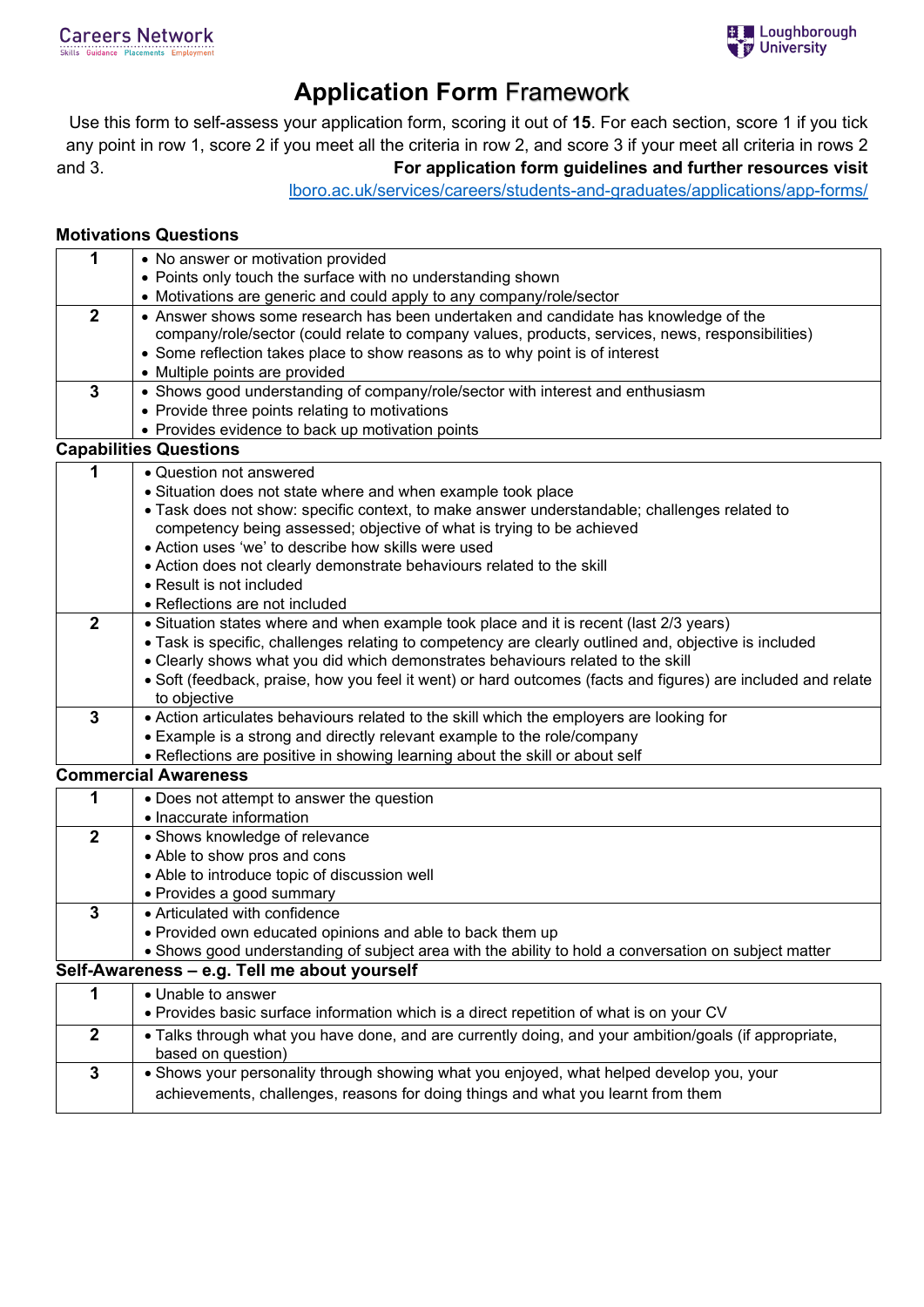# Application Form Framework

Use this form to self-assess your application form, scoring it out of **15**. For each section, score 1 if you tick any point in row 1, score 2 if you meet all the criteria in row 2, and score 3 if your meet all criteria in rows 2 and 3. **For application form guidelines and further resources visit** [lboro.ac.uk/services/careers/students-and-graduates/applications/app-forms/](lboro.ac.uk/services/careers/students-and-graduates/applications/app-forms/)

### Motivations Questions

| | |
|---|---|
| **1** | • No answer or motivation provided<br>• Points only touch the surface with no understanding shown<br>• Motivations are generic and could apply to any company/role/sector |
| **2** | • Answer shows some research has been undertaken and candidate has knowledge of the company/role/sector (could relate to company values, products, services, news, responsibilities)<br>• Some reflection takes place to show reasons as to why point is of interest<br>• Multiple points are provided |
| **3** | • Shows good understanding of company/role/sector with interest and enthusiasm<br>• Provide three points relating to motivations<br>• Provides evidence to back up motivation points |

### Capabilities Questions

| | |
|---|---|
| **1** | • Question not answered<br>• Situation does not state where and when example took place<br>• Task does not show: specific context, to make answer understandable; challenges related to competency being assessed; objective of what is trying to be achieved<br>• Action uses 'we' to describe how skills were used<br>• Action does not clearly demonstrate behaviours related to the skill<br>• Result is not included<br>• Reflections are not included |
| **2** | • Situation states where and when example took place and it is recent (last 2/3 years)<br>• Task is specific, challenges relating to competency are clearly outlined and, objective is included<br>• Clearly shows what you did which demonstrates behaviours related to the skill<br>• Soft (feedback, praise, how you feel it went) or hard outcomes (facts and figures) are included and relate to objective |
| **3** | • Action articulates behaviours related to the skill which the employers are looking for<br>• Example is a strong and directly relevant example to the role/company<br>• Reflections are positive in showing learning about the skill or about self |

### Commercial Awareness

| | |
|---|---|
| **1** | • Does not attempt to answer the question<br>• Inaccurate information |
| **2** | • Shows knowledge of relevance<br>• Able to show pros and cons<br>• Able to introduce topic of discussion well<br>• Provides a good summary |
| **3** | • Articulated with confidence<br>• Provided own educated opinions and able to back them up<br>• Shows good understanding of subject area with the ability to hold a conversation on subject matter |

### Self-Awareness – e.g. Tell me about yourself

| | |
|---|---|
| **1** | • Unable to answer<br>• Provides basic surface information which is a direct repetition of what is on your CV |
| **2** | • Talks through what you have done, and are currently doing, and your ambition/goals (if appropriate, based on question) |
| **3** | • Shows your personality through showing what you enjoyed, what helped develop you, your achievements, challenges, reasons for doing things and what you learnt from them |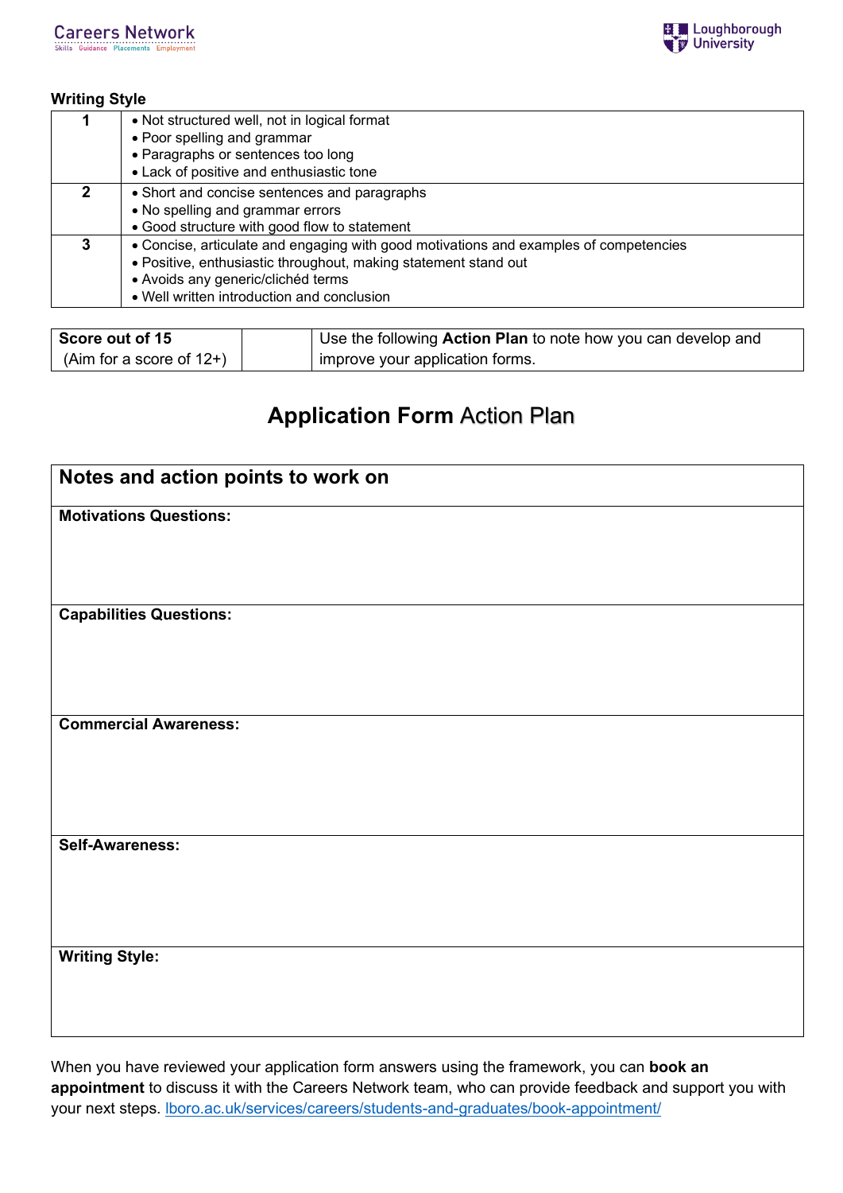### Writing Style

| | |
|---|---|
| **1** | • Not structured well, not in logical format<br>• Poor spelling and grammar<br>• Paragraphs or sentences too long<br>• Lack of positive and enthusiastic tone |
| **2** | • Short and concise sentences and paragraphs<br>• No spelling and grammar errors<br>• Good structure with good flow to statement |
| **3** | • Concise, articulate and engaging with good motivations and examples of competencies<br>• Positive, enthusiastic throughout, making statement stand out<br>• Avoids any generic/clichéd terms<br>• Well written introduction and conclusion |

| | | |
|---|---|---|
| **Score out of 15**<br>(Aim for a score of 12+) | | Use the following **Action Plan** to note how you can develop and improve your application forms. |

## Application Form Action Plan

| |
|---|
| **Notes and action points to work on** |
| **Motivations Questions:** |
| **Capabilities Questions:** |
| **Commercial Awareness:** |
| **Self-Awareness:** |
| **Writing Style:** |

When you have reviewed your application form answers using the framework, you can **book an appointment** to discuss it with the Careers Network team, who can provide feedback and support you with your next steps. [lboro.ac.uk/services/careers/students-and-graduates/book-appointment/](lboro.ac.uk/services/careers/students-and-graduates/book-appointment/)